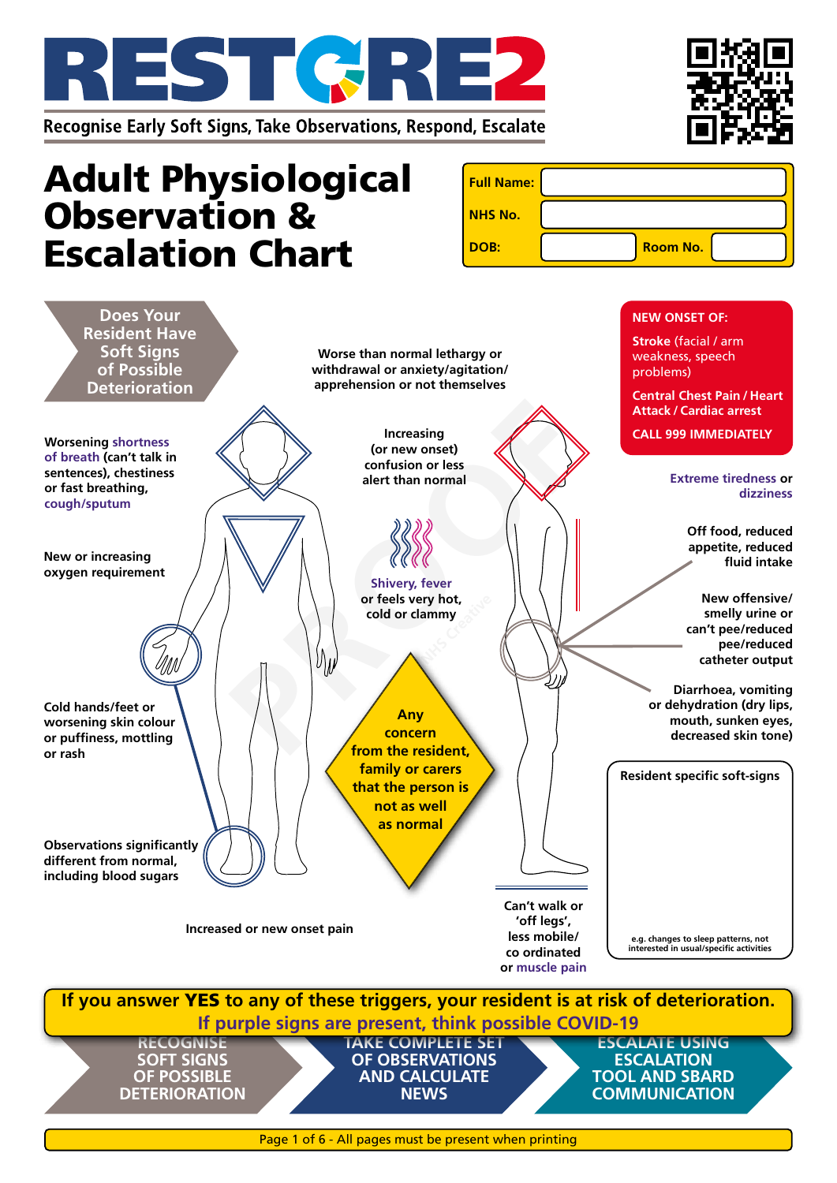# RESTORE2

Recognise Early Soft Signs, Take Observations, Respond, Escalate

# Adult Physiological Observation & Escalation Chart

| | | | |
|---|---|---|---|
| **Full Name:** | | | |
| **NHS No.** | | | |
| **DOB:** | | **Room No.** | |

## Does Your Resident Have Soft Signs of Possible Deterioration

- Worse than normal lethargy or withdrawal or anxiety/agitation/ apprehension or not themselves
- Worsening shortness of breath (can't talk in sentences), chestiness or fast breathing, cough/sputum
- Increasing (or new onset) confusion or less alert than normal
- New or increasing oxygen requirement
- Shivery, fever or feels very hot, cold or clammy
- Cold hands/feet or worsening skin colour or puffiness, mottling or rash
- Observations significantly different from normal, including blood sugars
- Increased or new onset pain
- Can't walk or 'off legs', less mobile/ co ordinated or muscle pain
- Extreme tiredness or dizziness
- Off food, reduced appetite, reduced fluid intake
- New offensive/ smelly urine or can't pee/reduced pee/reduced catheter output
- Diarrhoea, vomiting or dehydration (dry lips, mouth, sunken eyes, decreased skin tone)

**Any concern from the resident, family or carers that the person is not as well as normal**

**NEW ONSET OF:**

**Stroke** (facial / arm weakness, speech problems)

**Central Chest Pain / Heart Attack / Cardiac arrest**

**CALL 999 IMMEDIATELY**

**Resident specific soft-signs**

e.g. changes to sleep patterns, not interested in usual/specific activities

**If you answer YES to any of these triggers, your resident is at risk of deterioration.**

**If purple signs are present, think possible COVID-19**

**RECOGNISE SOFT SIGNS OF POSSIBLE DETERIORATION** → **TAKE COMPLETE SET OF OBSERVATIONS AND CALCULATE NEWS** → **ESCALATE USING ESCALATION TOOL AND SBARD COMMUNICATION**

All pages must be present when printing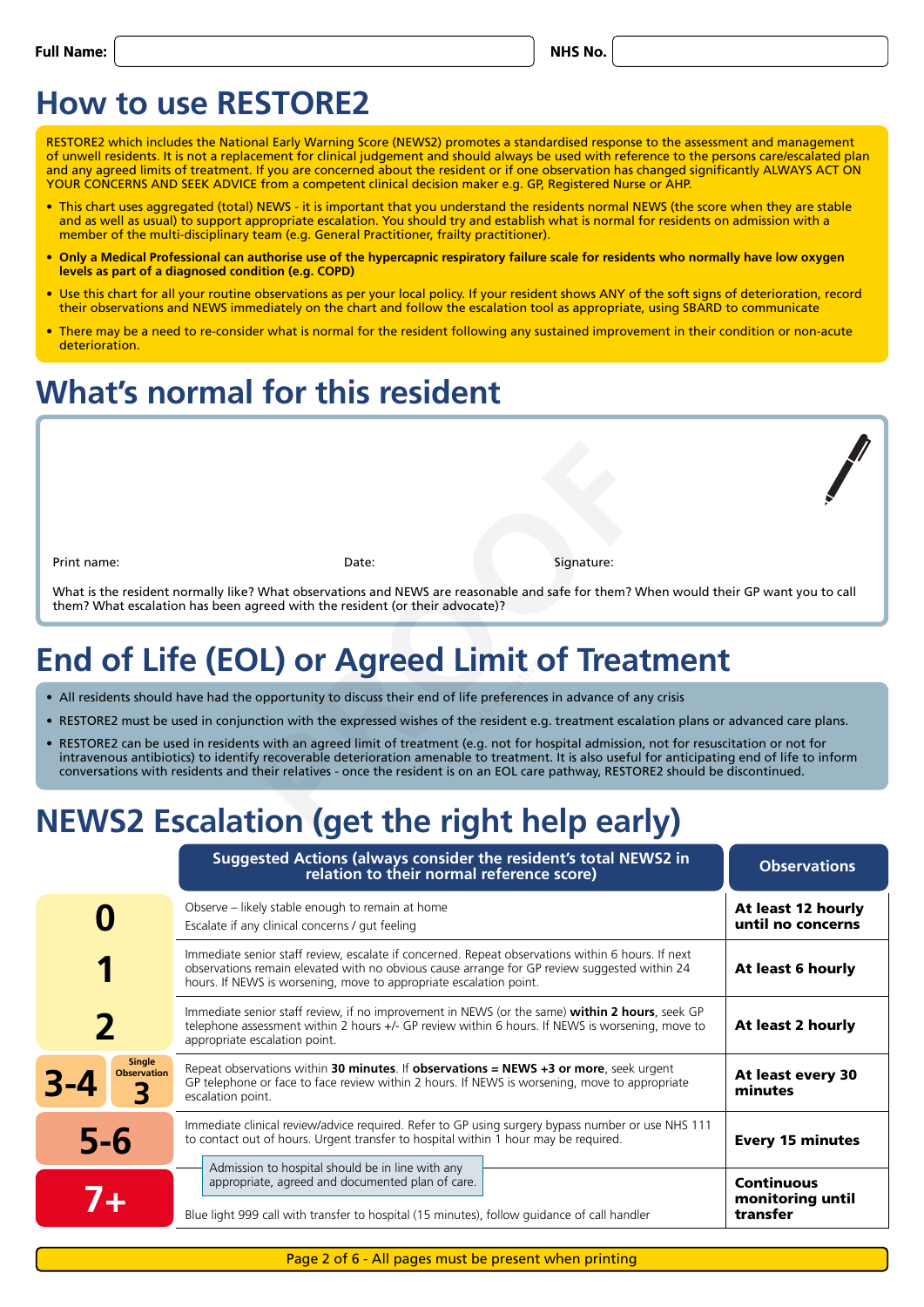Full Name: NHS No.

# How to use RESTORE2

RESTORE2 which includes the National Early Warning Score (NEWS2) promotes a standardised response to the assessment and management of unwell residents. It is not a replacement for clinical judgement and should always be used with reference to the persons care/escalated plan and any agreed limits of treatment. If you are concerned about the resident or if one observation has changed significantly ALWAYS ACT ON YOUR CONCERNS AND SEEK ADVICE from a competent clinical decision maker e.g. GP, Registered Nurse or AHP.

- This chart uses aggregated (total) NEWS - it is important that you understand the residents normal NEWS (the score when they are stable and as well as usual) to support appropriate escalation. You should try and establish what is normal for residents on admission with a member of the multi-disciplinary team (e.g. General Practitioner, frailty practitioner).
- **Only a Medical Professional can authorise use of the hypercapnic respiratory failure scale for residents who normally have low oxygen levels as part of a diagnosed condition (e.g. COPD)**
- Use this chart for all your routine observations as per your local policy. If your resident shows ANY of the soft signs of deterioration, record their observations and NEWS immediately on the chart and follow the escalation tool as appropriate, using SBARD to communicate
- There may be a need to re-consider what is normal for the resident following any sustained improvement in their condition or non-acute deterioration.

# What's normal for this resident

Print name: Date: Signature:

What is the resident normally like? What observations and NEWS are reasonable and safe for them? When would their GP want you to call them? What escalation has been agreed with the resident (or their advocate)?

# End of Life (EOL) or Agreed Limit of Treatment

- All residents should have had the opportunity to discuss their end of life preferences in advance of any crisis
- RESTORE2 must be used in conjunction with the expressed wishes of the resident e.g. treatment escalation plans or advanced care plans.
- RESTORE2 can be used in residents with an agreed limit of treatment (e.g. not for hospital admission, not for resuscitation or not for intravenous antibiotics) to identify recoverable deterioration amenable to treatment. It is also useful for anticipating end of life to inform conversations with residents and their relatives - once the resident is on an EOL care pathway, RESTORE2 should be discontinued.

# NEWS2 Escalation (get the right help early)

| | Suggested Actions (always consider the resident's total NEWS2 in relation to their normal reference score) | Observations |
|---|---|---|
| **0** | Observe – likely stable enough to remain at home<br>Escalate if any clinical concerns / gut feeling | **At least 12 hourly until no concerns** |
| **1** | Immediate senior staff review, escalate if concerned. Repeat observations within 6 hours. If next observations remain elevated with no obvious cause arrange for GP review suggested within 24 hours. If NEWS is worsening, move to appropriate escalation point. | **At least 6 hourly** |
| **2** | Immediate senior staff review, if no improvement in NEWS (or the same) **within 2 hours**, seek GP telephone assessment within 2 hours +/- GP review within 6 hours. If NEWS is worsening, move to appropriate escalation point. | **At least 2 hourly** |
| **3-4** / Single Observation **3** | Repeat observations within **30 minutes**. If **observations = NEWS +3 or more**, seek urgent GP telephone or face to face review within 2 hours. If NEWS is worsening, move to appropriate escalation point. | **At least every 30 minutes** |
| **5-6** | Immediate clinical review/advice required. Refer to GP using surgery bypass number or use NHS 111 to contact out of hours. Urgent transfer to hospital within 1 hour may be required.<br>Admission to hospital should be in line with any appropriate, agreed and documented plan of care. | **Every 15 minutes** |
| **7+** | Blue light 999 call with transfer to hospital (15 minutes), follow guidance of call handler | **Continuous monitoring until transfer** |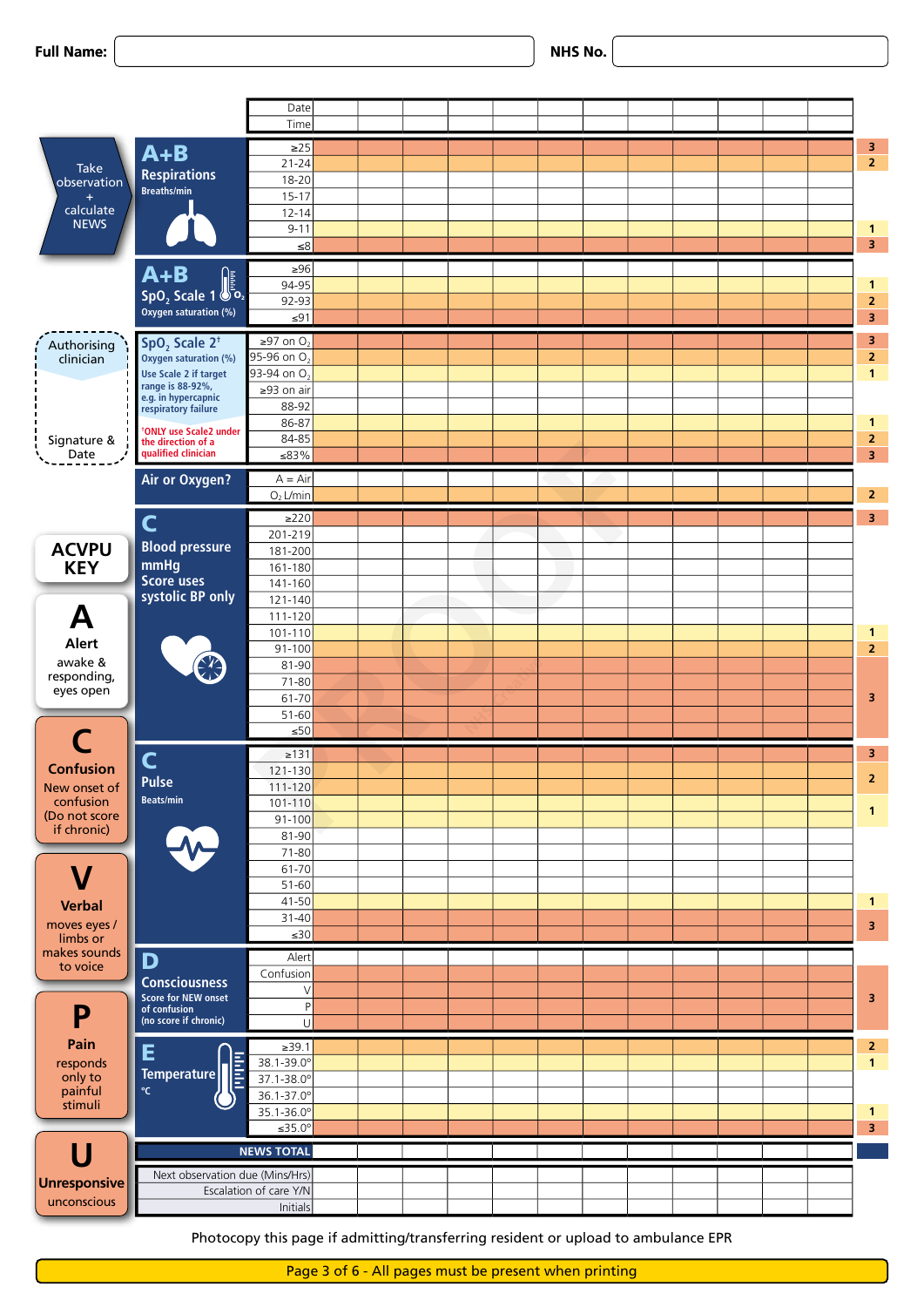**Full Name:** | **NHS No.**

| | Date | | | | | | | | | | | | |
|---|---|---|---|---|---|---|---|---|---|---|---|---|---|
| | Time | | | | | | | | | | | | |
| **A+B** Respirations Breaths/min | ≥25 | | | | | | | | | | | | 3 |
| | 21-24 | | | | | | | | | | | | 2 |
| | 18-20 | | | | | | | | | | | | |
| | 15-17 | | | | | | | | | | | | |
| | 12-14 | | | | | | | | | | | | |
| | 9-11 | | | | | | | | | | | | 1 |
| | ≤8 | | | | | | | | | | | | 3 |
| **A+B** $SpO_2$ Scale 1 Oxygen saturation (%) | ≥96 | | | | | | | | | | | | |
| | 94-95 | | | | | | | | | | | | 1 |
| | 92-93 | | | | | | | | | | | | 2 |
| | ≤91 | | | | | | | | | | | | 3 |
| $SpO_2$ Scale 2[†] Oxygen saturation (%) Use Scale 2 if target range is 88-92%, e.g. in hypercapnic respiratory failure. [†]ONLY use Scale2 under the direction of a qualified clinician | ≥97 on $O_2$ | | | | | | | | | | | | 3 |
| | 95-96 on $O_2$ | | | | | | | | | | | | 2 |
| | 93-94 on $O_2$ | | | | | | | | | | | | 1 |
| | ≥93 on air | | | | | | | | | | | | |
| | 88-92 | | | | | | | | | | | | |
| | 86-87 | | | | | | | | | | | | 1 |
| | 84-85 | | | | | | | | | | | | 2 |
| | ≤83% | | | | | | | | | | | | 3 |
| Air or Oxygen? | A = Air | | | | | | | | | | | | |
| | $O_2$ L/min | | | | | | | | | | | | 2 |
| **C** Blood pressure mmHg Score uses systolic BP only | ≥220 | | | | | | | | | | | | 3 |
| | 201-219 | | | | | | | | | | | | |
| | 181-200 | | | | | | | | | | | | |
| | 161-180 | | | | | | | | | | | | |
| | 141-160 | | | | | | | | | | | | |
| | 121-140 | | | | | | | | | | | | |
| | 111-120 | | | | | | | | | | | | |
| | 101-110 | | | | | | | | | | | | 1 |
| | 91-100 | | | | | | | | | | | | 2 |
| | 81-90 | | | | | | | | | | | | 3 |
| | 71-80 | | | | | | | | | | | | 3 |
| | 61-70 | | | | | | | | | | | | 3 |
| | 51-60 | | | | | | | | | | | | 3 |
| | ≤50 | | | | | | | | | | | | 3 |
| **C** Pulse Beats/min | ≥131 | | | | | | | | | | | | 3 |
| | 121-130 | | | | | | | | | | | | 2 |
| | 111-120 | | | | | | | | | | | | 2 |
| | 101-110 | | | | | | | | | | | | 1 |
| | 91-100 | | | | | | | | | | | | 1 |
| | 81-90 | | | | | | | | | | | | |
| | 71-80 | | | | | | | | | | | | |
| | 61-70 | | | | | | | | | | | | |
| | 51-60 | | | | | | | | | | | | |
| | 41-50 | | | | | | | | | | | | 1 |
| | 31-40 | | | | | | | | | | | | 3 |
| | ≤30 | | | | | | | | | | | | 3 |
| **D** Consciousness Score for NEW onset of confusion (no score if chronic) | Alert | | | | | | | | | | | | |
| | Confusion | | | | | | | | | | | | 3 |
| | V | | | | | | | | | | | | 3 |
| | P | | | | | | | | | | | | 3 |
| | U | | | | | | | | | | | | 3 |
| **E** Temperature °C | ≥39.1 | | | | | | | | | | | | 2 |
| | 38.1-39.0° | | | | | | | | | | | | 1 |
| | 37.1-38.0° | | | | | | | | | | | | |
| | 36.1-37.0° | | | | | | | | | | | | |
| | 35.1-36.0° | | | | | | | | | | | | 1 |
| | ≤35.0° | | | | | | | | | | | | 3 |
| | **NEWS TOTAL** | | | | | | | | | | | | |
| | Next observation due (Mins/Hrs) | | | | | | | | | | | | |
| | Escalation of care Y/N | | | | | | | | | | | | |
| | Initials | | | | | | | | | | | | |

Take observation + calculate NEWS

Authorising clinician

Signature & Date

**ACVPU KEY**

**A** **Alert** awake & responding, eyes open

**C** **Confusion** New onset of confusion (Do not score if chronic)

**V** **Verbal** moves eyes / limbs or makes sounds to voice

**P** **Pain** responds only to painful stimuli

**U** **Unresponsive** unconscious

Photocopy this page if admitting/transferring resident or upload to ambulance EPR

Page 3 of 6 - All pages must be present when printing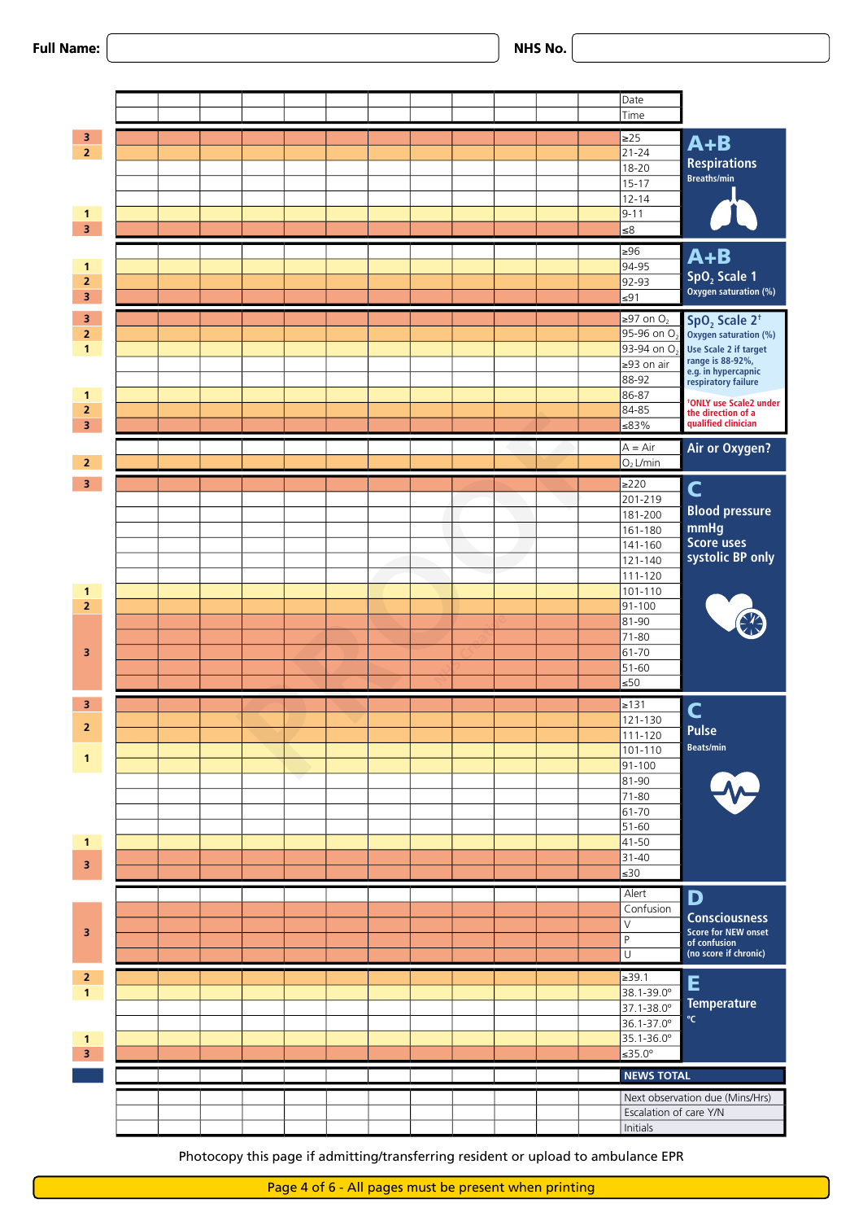**Full Name:** ______________________ **NHS No.** ______________________

| Score | Parameter | Range |
|---|---|---|
| | | Date |
| | | Time |
| 3 | **A+B Respirations** Breaths/min | ≥25 |
| 2 | | 21-24 |
| | | 18-20 |
| | | 15-17 |
| | | 12-14 |
| 1 | | 9-11 |
| 3 | | ≤8 |
| | **A+B $SpO_2$ Scale 1** Oxygen saturation (%) | ≥96 |
| 1 | | 94-95 |
| 2 | | 92-93 |
| 3 | | ≤91 |
| 3 | **$SpO_2$ Scale 2**† Oxygen saturation (%) Use Scale 2 if target range is 88-92%, e.g. in hypercapnic respiratory failure. †ONLY use Scale2 under the direction of a qualified clinician | ≥97 on $O_2$ |
| 2 | | 95-96 on $O_2$ |
| 1 | | 93-94 on $O_2$ |
| | | ≥93 on air |
| | | 88-92 |
| 1 | | 86-87 |
| 2 | | 84-85 |
| 3 | | ≤83% |
| | **Air or Oxygen?** | A = Air |
| 2 | | $O_2$ L/min |
| 3 | **C Blood pressure** mmHg Score uses systolic BP only | ≥220 |
| | | 201-219 |
| | | 181-200 |
| | | 161-180 |
| | | 141-160 |
| | | 121-140 |
| | | 111-120 |
| 1 | | 101-110 |
| 2 | | 91-100 |
| 3 | | 81-90 |
| 3 | | 71-80 |
| 3 | | 61-70 |
| 3 | | 51-60 |
| 3 | | ≤50 |
| 3 | **C Pulse** Beats/min | ≥131 |
| 2 | | 121-130 |
| 2 | | 111-120 |
| 1 | | 101-110 |
| 1 | | 91-100 |
| | | 81-90 |
| | | 71-80 |
| | | 61-70 |
| | | 51-60 |
| 1 | | 41-50 |
| 3 | | 31-40 |
| 3 | | ≤30 |
| | **D Consciousness** Score for NEW onset of confusion (no score if chronic) | Alert |
| 3 | | Confusion |
| 3 | | V |
| 3 | | P |
| 3 | | U |
| 2 | **E Temperature** °C | ≥39.1 |
| 1 | | 38.1-39.0° |
| | | 37.1-38.0° |
| | | 36.1-37.0° |
| 1 | | 35.1-36.0° |
| 3 | | ≤35.0° |
| | | **NEWS TOTAL** |
| | | Next observation due (Mins/Hrs) |
| | | Escalation of care Y/N |
| | | Initials |

Photocopy this page if admitting/transferring resident or upload to ambulance EPR

Page 4 of 6 - All pages must be present when printing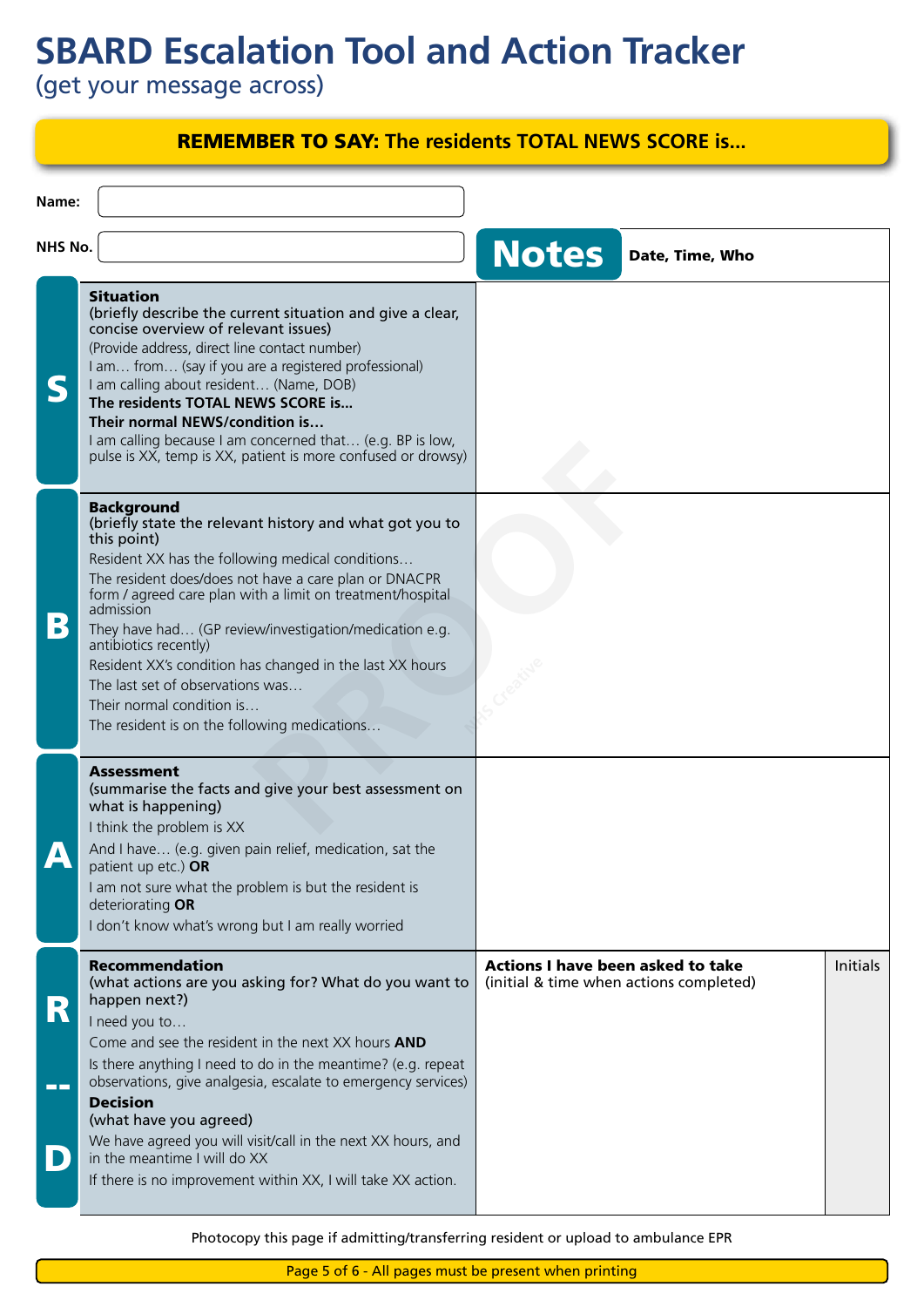# SBARD Escalation Tool and Action Tracker

(get your message across)

**REMEMBER TO SAY: The residents TOTAL NEWS SCORE is...**

Name:

NHS No.

| | | **Notes** Date, Time, Who | |
|---|---|---|---|
| **S** | **Situation**<br>**(briefly describe the current situation and give a clear, concise overview of relevant issues)**<br>(Provide address, direct line contact number)<br>I am… from… (say if you are a registered professional)<br>I am calling about resident… (Name, DOB)<br>**The residents TOTAL NEWS SCORE is...**<br>**Their normal NEWS/condition is…**<br>I am calling because I am concerned that… (e.g. BP is low, pulse is XX, temp is XX, patient is more confused or drowsy) | | |
| **B** | **Background**<br>**(briefly state the relevant history and what got you to this point)**<br>Resident XX has the following medical conditions…<br>The resident does/does not have a care plan or DNACPR form / agreed care plan with a limit on treatment/hospital admission<br>They have had… (GP review/investigation/medication e.g. antibiotics recently)<br>Resident XX's condition has changed in the last XX hours<br>The last set of observations was…<br>Their normal condition is…<br>The resident is on the following medications… | | |
| **A** | **Assessment**<br>**(summarise the facts and give your best assessment on what is happening)**<br>I think the problem is XX<br>And I have… (e.g. given pain relief, medication, sat the patient up etc.) **OR**<br>I am not sure what the problem is but the resident is deteriorating **OR**<br>I don't know what's wrong but I am really worried | | |
| **R – D** | **Recommendation**<br>**(what actions are you asking for? What do you want to happen next?)**<br>I need you to…<br>Come and see the resident in the next XX hours **AND**<br>Is there anything I need to do in the meantime? (e.g. repeat observations, give analgesia, escalate to emergency services)<br>**Decision**<br>**(what have you agreed)**<br>We have agreed you will visit/call in the next XX hours, and in the meantime I will do XX<br>If there is no improvement within XX, I will take XX action. | **Actions I have been asked to take**<br>(initial & time when actions completed) | Initials |

Photocopy this page if admitting/transferring resident or upload to ambulance EPR

Page 5 of 6 - All pages must be present when printing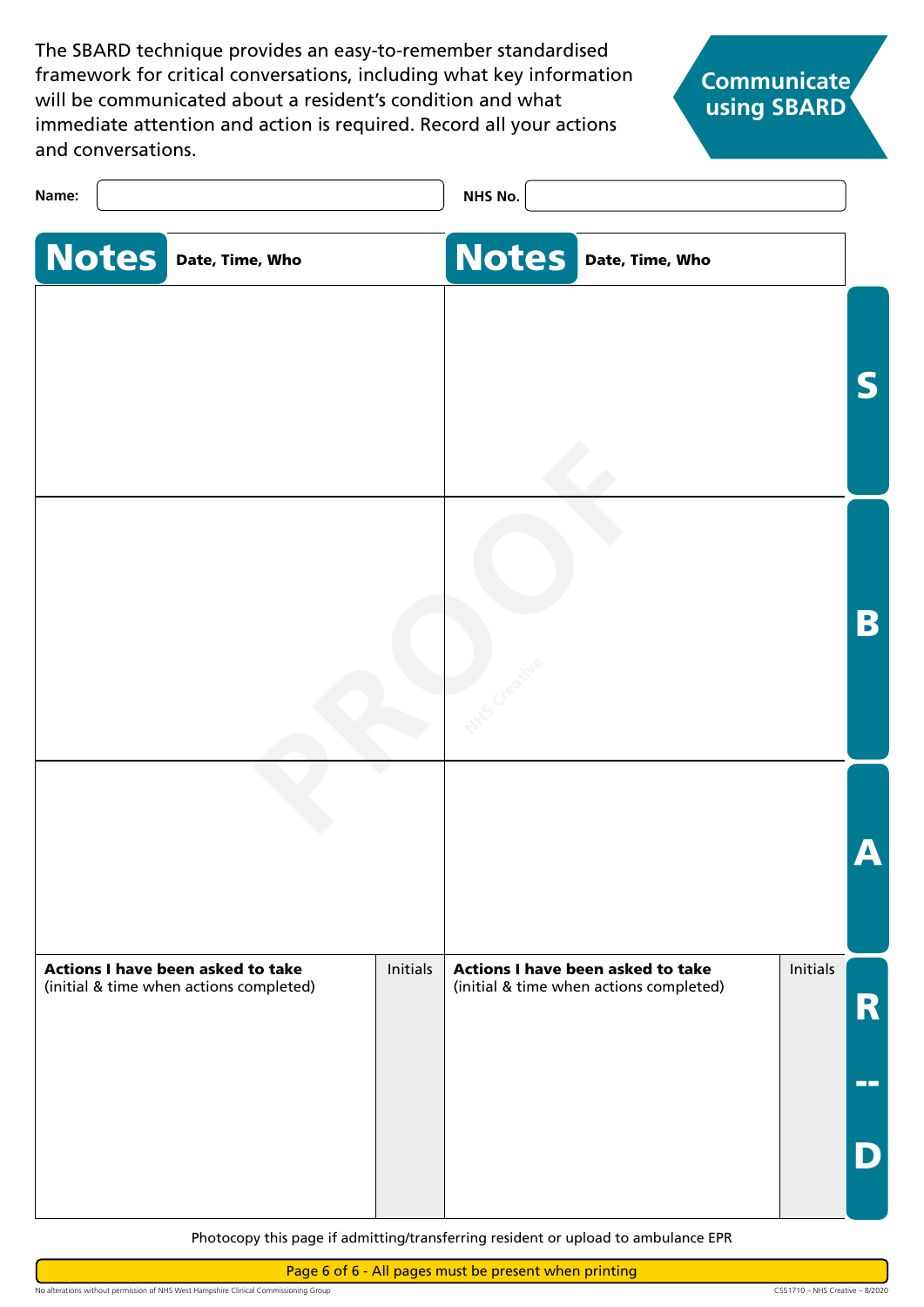The SBARD technique provides an easy-to-remember standardised framework for critical conversations, including what key information will be communicated about a resident's condition and what immediate attention and action is required. Record all your actions and conversations.

## Communicate using SBARD

**Name:**

**NHS No.**

| **Notes** Date, Time, Who | | **Notes** Date, Time, Who | | |
|---|---|---|---|---|
| | | | | **S** |
| | | | | **B** |
| | | | | **A** |
| **Actions I have been asked to take** (initial & time when actions completed) | Initials | **Actions I have been asked to take** (initial & time when actions completed) | Initials | **R -- D** |

Photocopy this page if admitting/transferring resident or upload to ambulance EPR

Page 6 of 6 - All pages must be present when printing

No alterations without permission of NHS West Hampshire Clinical Commissioning Group

CS51710 – NHS Creative – 8/2020